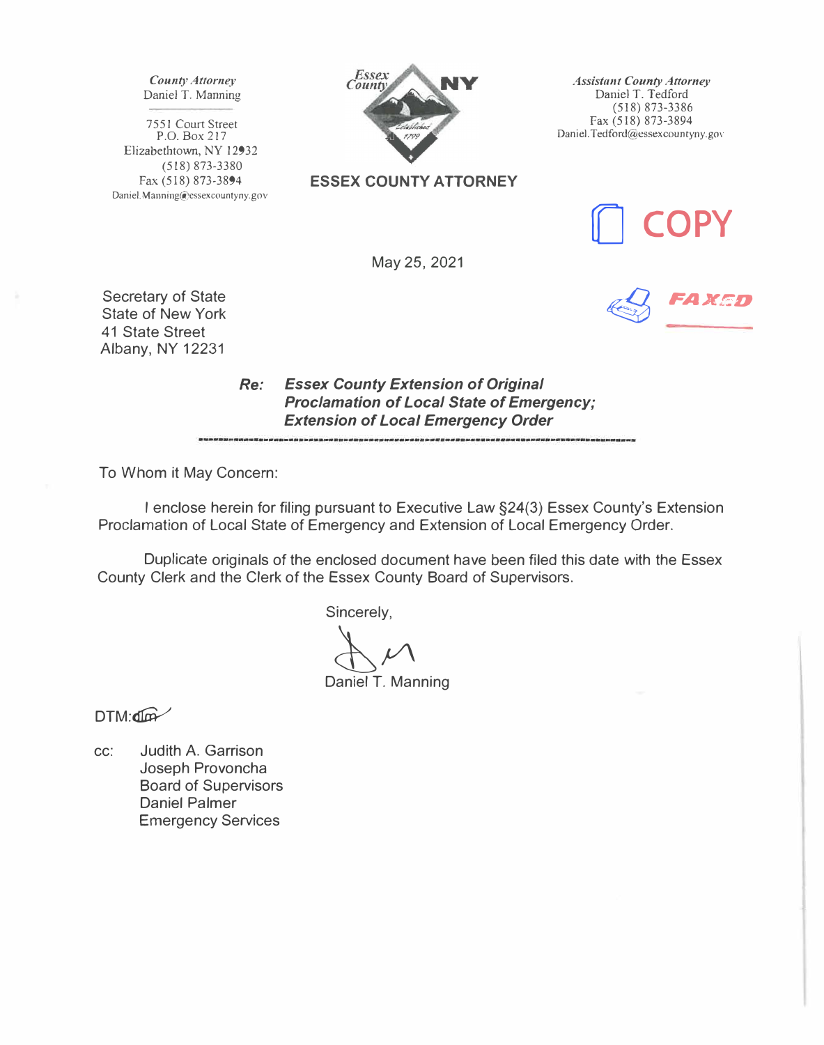*County Attorney*
Daniel T. Manning

7551 Court Street
P.O. Box 217
Elizabethtown, NY 12932
(518) 873-3380
Fax (518) 873-3894
Daniel.Manning@essexcountyny.gov

Essex County NY
Established 1799

**ESSEX COUNTY ATTORNEY**

*Assistant County Attorney*
Daniel T. Tedford
(518) 873-3386
Fax (518) 873-3894
Daniel.Tedford@essexcountyny.gov

COPY

FAXED

May 25, 2021

Secretary of State
State of New York
41 State Street
Albany, NY 12231

***Re: Essex County Extension of Original Proclamation of Local State of Emergency; Extension of Local Emergency Order***

To Whom it May Concern:

I enclose herein for filing pursuant to Executive Law §24(3) Essex County's Extension Proclamation of Local State of Emergency and Extension of Local Emergency Order.

Duplicate originals of the enclosed document have been filed this date with the Essex County Clerk and the Clerk of the Essex County Board of Supervisors.

Sincerely,

Daniel T. Manning

DTM:dlm

cc: Judith A. Garrison
Joseph Provoncha
Board of Supervisors
Daniel Palmer
Emergency Services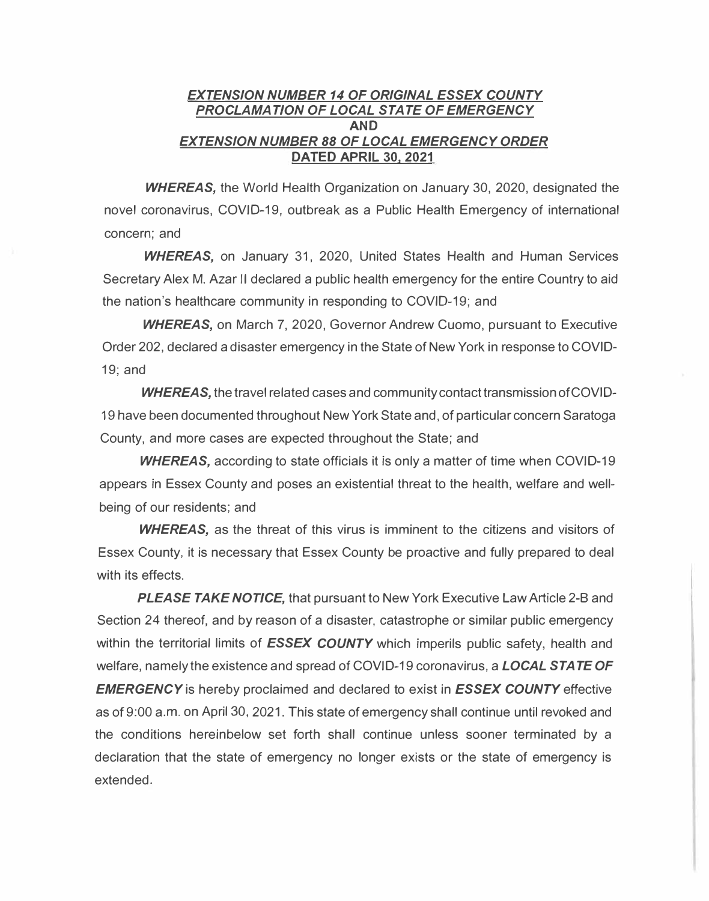***<u>EXTENSION NUMBER 14 OF ORIGINAL ESSEX COUNTY PROCLAMATION OF LOCAL STATE OF EMERGENCY</u>***
**AND**
***<u>EXTENSION NUMBER 88 OF LOCAL EMERGENCY ORDER</u>***
**<u>DATED APRIL 30, 2021</u>**

***WHEREAS,*** the World Health Organization on January 30, 2020, designated the novel coronavirus, COVID-19, outbreak as a Public Health Emergency of international concern; and

***WHEREAS,*** on January 31, 2020, United States Health and Human Services Secretary Alex M. Azar II declared a public health emergency for the entire Country to aid the nation's healthcare community in responding to COVID-19; and

***WHEREAS,*** on March 7, 2020, Governor Andrew Cuomo, pursuant to Executive Order 202, declared a disaster emergency in the State of New York in response to COVID-19; and

***WHEREAS,*** the travel related cases and community contact transmission of COVID-19 have been documented throughout New York State and, of particular concern Saratoga County, and more cases are expected throughout the State; and

***WHEREAS,*** according to state officials it is only a matter of time when COVID-19 appears in Essex County and poses an existential threat to the health, welfare and well-being of our residents; and

***WHEREAS,*** as the threat of this virus is imminent to the citizens and visitors of Essex County, it is necessary that Essex County be proactive and fully prepared to deal with its effects.

***PLEASE TAKE NOTICE,*** that pursuant to New York Executive Law Article 2-B and Section 24 thereof, and by reason of a disaster, catastrophe or similar public emergency within the territorial limits of ***ESSEX COUNTY*** which imperils public safety, health and welfare, namely the existence and spread of COVID-19 coronavirus, a ***LOCAL STATE OF EMERGENCY*** is hereby proclaimed and declared to exist in ***ESSEX COUNTY*** effective as of 9:00 a.m. on April 30, 2021. This state of emergency shall continue until revoked and the conditions hereinbelow set forth shall continue unless sooner terminated by a declaration that the state of emergency no longer exists or the state of emergency is extended.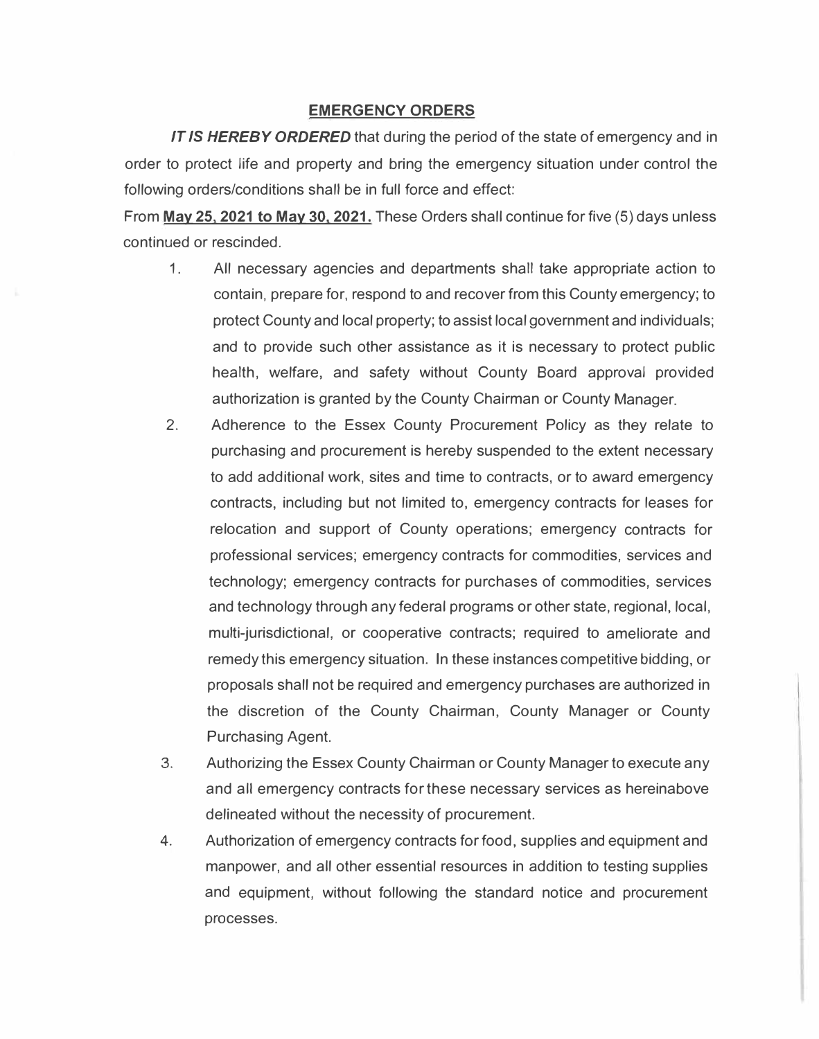## EMERGENCY ORDERS

***IT IS HEREBY ORDERED*** that during the period of the state of emergency and in order to protect life and property and bring the emergency situation under control the following orders/conditions shall be in full force and effect:

From **May 25, 2021 to May 30, 2021.** These Orders shall continue for five (5) days unless continued or rescinded.

1. All necessary agencies and departments shall take appropriate action to contain, prepare for, respond to and recover from this County emergency; to protect County and local property; to assist local government and individuals; and to provide such other assistance as it is necessary to protect public health, welfare, and safety without County Board approval provided authorization is granted by the County Chairman or County Manager.
2. Adherence to the Essex County Procurement Policy as they relate to purchasing and procurement is hereby suspended to the extent necessary to add additional work, sites and time to contracts, or to award emergency contracts, including but not limited to, emergency contracts for leases for relocation and support of County operations; emergency contracts for professional services; emergency contracts for commodities, services and technology; emergency contracts for purchases of commodities, services and technology through any federal programs or other state, regional, local, multi-jurisdictional, or cooperative contracts; required to ameliorate and remedy this emergency situation. In these instances competitive bidding, or proposals shall not be required and emergency purchases are authorized in the discretion of the County Chairman, County Manager or County Purchasing Agent.
3. Authorizing the Essex County Chairman or County Manager to execute any and all emergency contracts for these necessary services as hereinabove delineated without the necessity of procurement.
4. Authorization of emergency contracts for food, supplies and equipment and manpower, and all other essential resources in addition to testing supplies and equipment, without following the standard notice and procurement processes.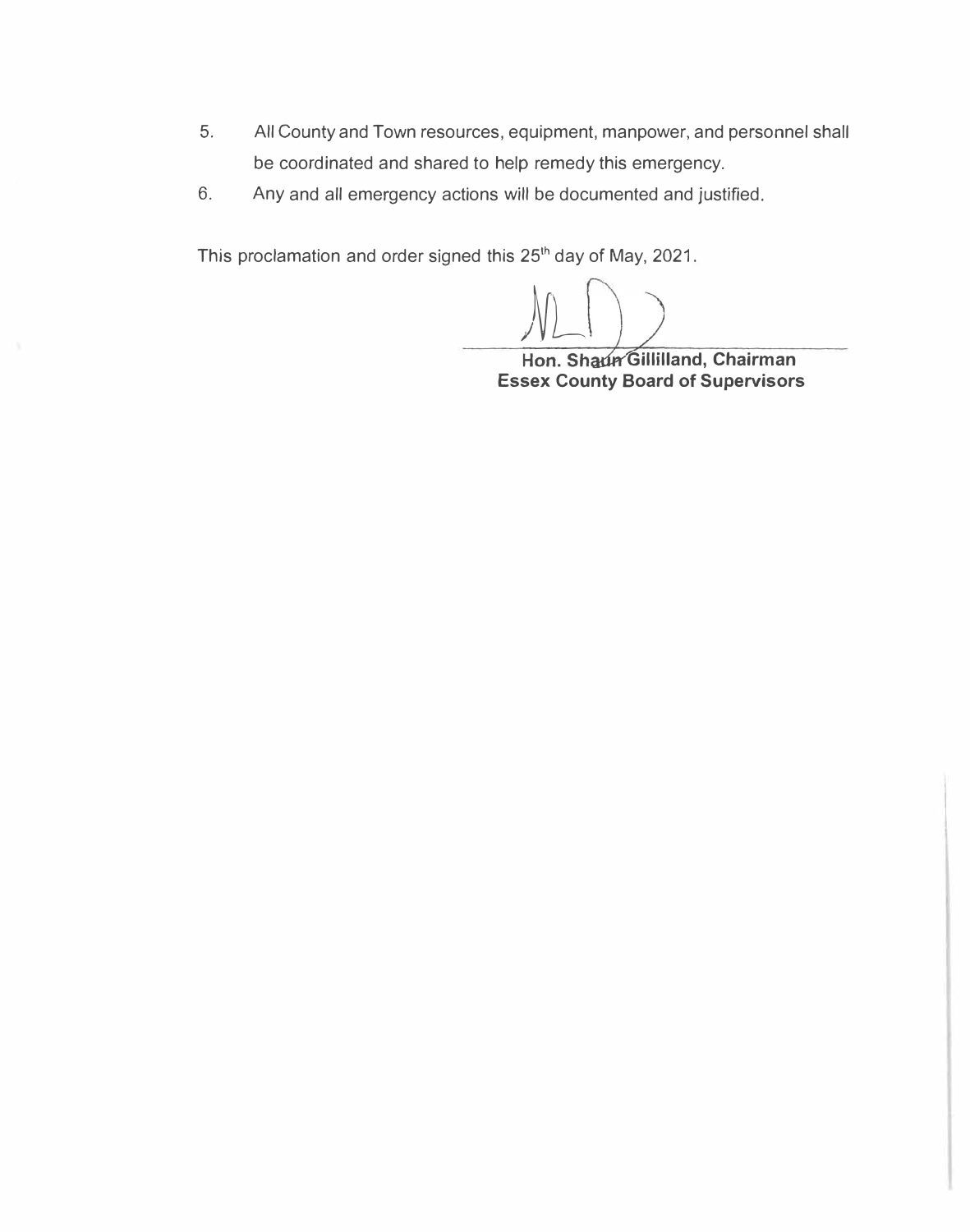5. All County and Town resources, equipment, manpower, and personnel shall be coordinated and shared to help remedy this emergency.
6. Any and all emergency actions will be documented and justified.

This proclamation and order signed this 25th day of May, 2021.

**Hon. Shaun Gillilland, Chairman**
**Essex County Board of Supervisors**